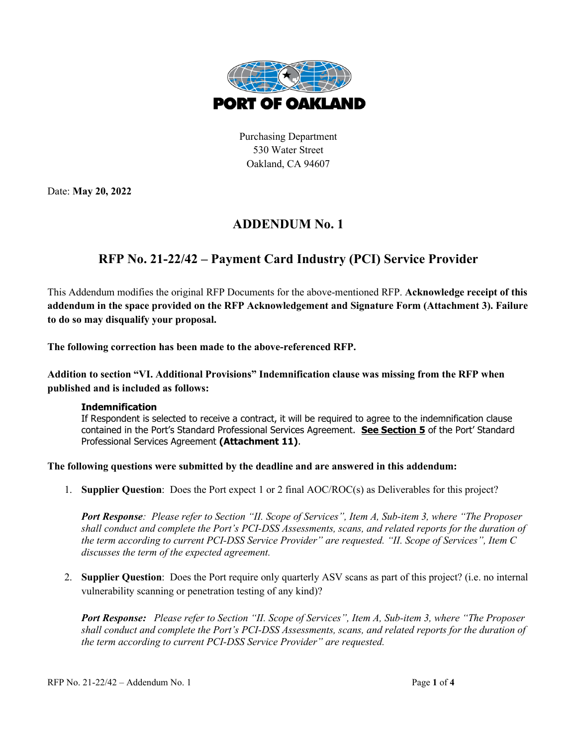**PORT OF OAKLAND**

Purchasing Department
530 Water Street
Oakland, CA 94607

Date: **May 20, 2022**

# ADDENDUM No. 1

## RFP No. 21-22/42 – Payment Card Industry (PCI) Service Provider

This Addendum modifies the original RFP Documents for the above-mentioned RFP. **Acknowledge receipt of this addendum in the space provided on the RFP Acknowledgement and Signature Form (Attachment 3). Failure to do so may disqualify your proposal.**

**The following correction has been made to the above-referenced RFP.**

**Addition to section "VI. Additional Provisions" Indemnification clause was missing from the RFP when published and is included as follows:**

> **Indemnification**
> If Respondent is selected to receive a contract, it will be required to agree to the indemnification clause contained in the Port's Standard Professional Services Agreement. **See Section 5** of the Port' Standard Professional Services Agreement **(Attachment 11)**.

**The following questions were submitted by the deadline and are answered in this addendum:**

1. **Supplier Question**: Does the Port expect 1 or 2 final AOC/ROC(s) as Deliverables for this project?

   ***Port Response****: Please refer to Section "II. Scope of Services", Item A, Sub-item 3, where "The Proposer shall conduct and complete the Port's PCI-DSS Assessments, scans, and related reports for the duration of the term according to current PCI-DSS Service Provider" are requested. "II. Scope of Services", Item C discusses the term of the expected agreement.*

2. **Supplier Question**: Does the Port require only quarterly ASV scans as part of this project? (i.e. no internal vulnerability scanning or penetration testing of any kind)?

   ***Port Response:*** *Please refer to Section "II. Scope of Services", Item A, Sub-item 3, where "The Proposer shall conduct and complete the Port's PCI-DSS Assessments, scans, and related reports for the duration of the term according to current PCI-DSS Service Provider" are requested.*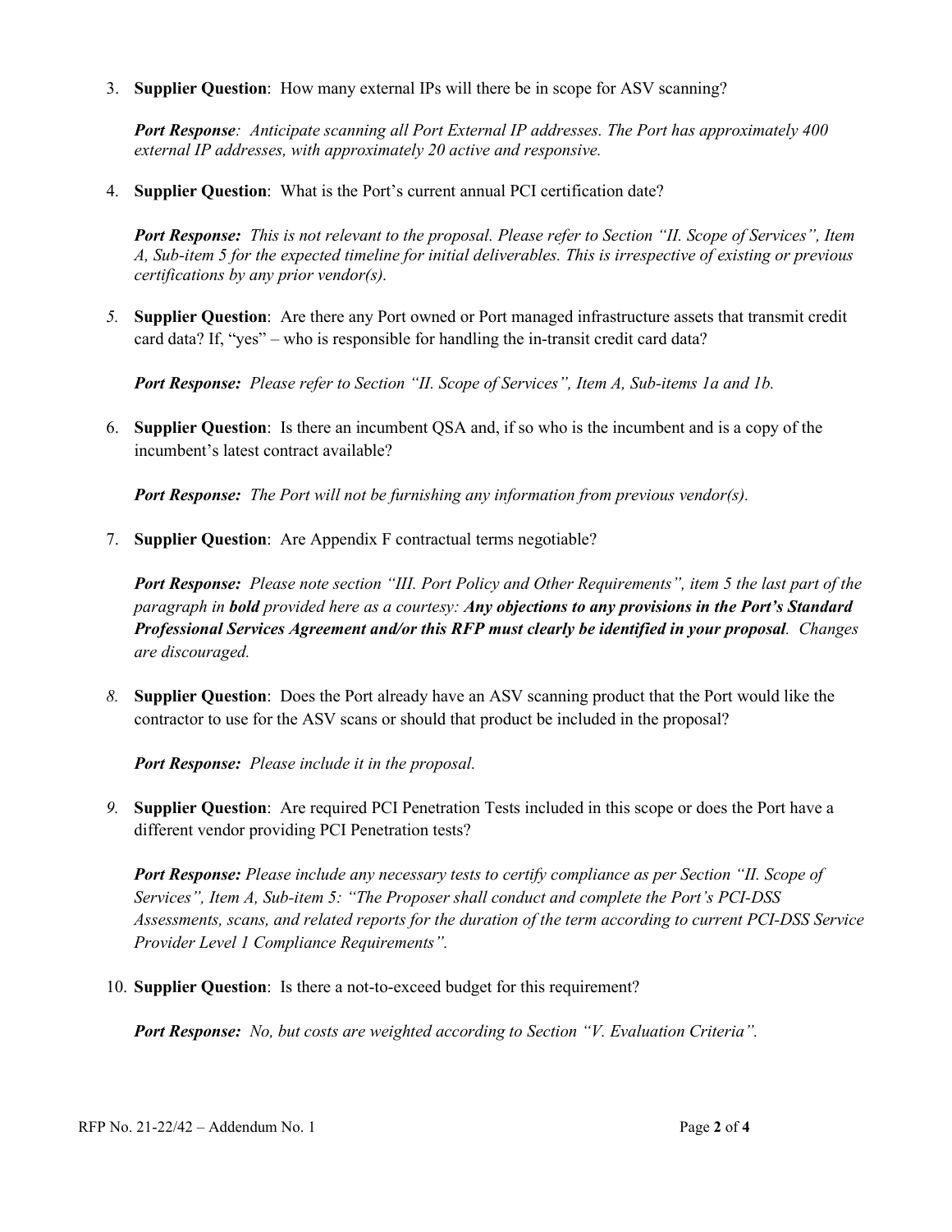3. **Supplier Question**: How many external IPs will there be in scope for ASV scanning?

   ***Port Response****: Anticipate scanning all Port External IP addresses. The Port has approximately 400 external IP addresses, with approximately 20 active and responsive.*

4. **Supplier Question**: What is the Port's current annual PCI certification date?

   ***Port Response:*** *This is not relevant to the proposal. Please refer to Section "II. Scope of Services", Item A, Sub-item 5 for the expected timeline for initial deliverables. This is irrespective of existing or previous certifications by any prior vendor(s).*

5. **Supplier Question**: Are there any Port owned or Port managed infrastructure assets that transmit credit card data? If, "yes" – who is responsible for handling the in-transit credit card data?

   ***Port Response:*** *Please refer to Section "II. Scope of Services", Item A, Sub-items 1a and 1b.*

6. **Supplier Question**: Is there an incumbent QSA and, if so who is the incumbent and is a copy of the incumbent's latest contract available?

   ***Port Response:*** *The Port will not be furnishing any information from previous vendor(s).*

7. **Supplier Question**: Are Appendix F contractual terms negotiable?

   ***Port Response:*** *Please note section "III. Port Policy and Other Requirements", item 5 the last part of the paragraph in **bold** provided here as a courtesy: **Any objections to any provisions in the Port's Standard Professional Services Agreement and/or this RFP must clearly be identified in your proposal**. Changes are discouraged.*

8. **Supplier Question**: Does the Port already have an ASV scanning product that the Port would like the contractor to use for the ASV scans or should that product be included in the proposal?

   ***Port Response:*** *Please include it in the proposal.*

9. **Supplier Question**: Are required PCI Penetration Tests included in this scope or does the Port have a different vendor providing PCI Penetration tests?

   ***Port Response:*** *Please include any necessary tests to certify compliance as per Section "II. Scope of Services", Item A, Sub-item 5: "The Proposer shall conduct and complete the Port's PCI-DSS Assessments, scans, and related reports for the duration of the term according to current PCI-DSS Service Provider Level 1 Compliance Requirements".*

10. **Supplier Question**: Is there a not-to-exceed budget for this requirement?

    ***Port Response:*** *No, but costs are weighted according to Section "V. Evaluation Criteria".*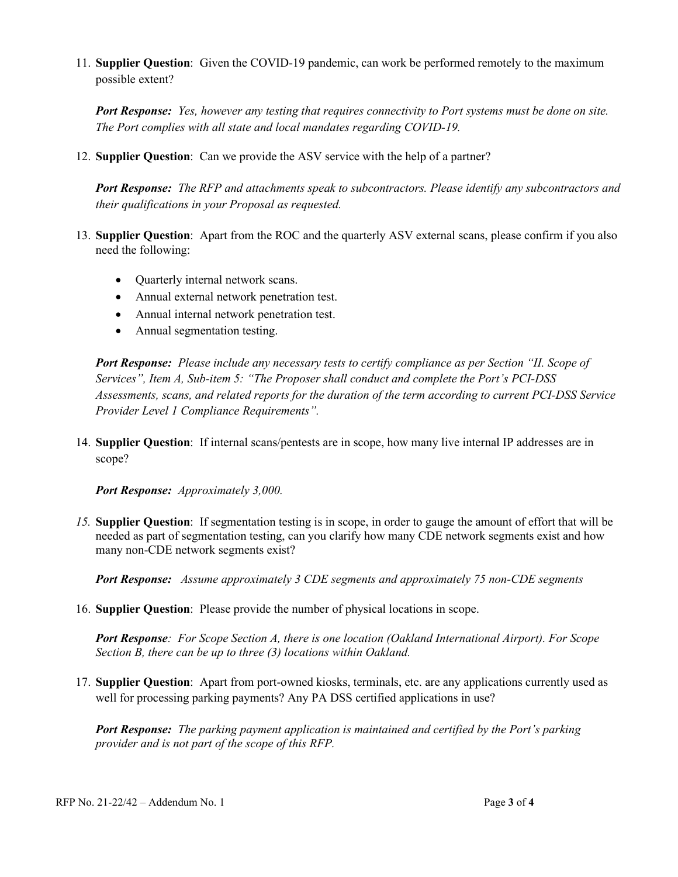11. **Supplier Question**: Given the COVID-19 pandemic, can work be performed remotely to the maximum possible extent?

    ***Port Response:*** *Yes, however any testing that requires connectivity to Port systems must be done on site. The Port complies with all state and local mandates regarding COVID-19.*

12. **Supplier Question**: Can we provide the ASV service with the help of a partner?

    ***Port Response:*** *The RFP and attachments speak to subcontractors. Please identify any subcontractors and their qualifications in your Proposal as requested.*

13. **Supplier Question**: Apart from the ROC and the quarterly ASV external scans, please confirm if you also need the following:

    - Quarterly internal network scans.
    - Annual external network penetration test.
    - Annual internal network penetration test.
    - Annual segmentation testing.

    ***Port Response:*** *Please include any necessary tests to certify compliance as per Section "II. Scope of Services", Item A, Sub-item 5: "The Proposer shall conduct and complete the Port's PCI-DSS Assessments, scans, and related reports for the duration of the term according to current PCI-DSS Service Provider Level 1 Compliance Requirements".*

14. **Supplier Question**: If internal scans/pentests are in scope, how many live internal IP addresses are in scope?

    ***Port Response:*** *Approximately 3,000.*

15. **Supplier Question**: If segmentation testing is in scope, in order to gauge the amount of effort that will be needed as part of segmentation testing, can you clarify how many CDE network segments exist and how many non-CDE network segments exist?

    ***Port Response:*** *Assume approximately 3 CDE segments and approximately 75 non-CDE segments*

16. **Supplier Question**: Please provide the number of physical locations in scope.

    ***Port Response****: For Scope Section A, there is one location (Oakland International Airport). For Scope Section B, there can be up to three (3) locations within Oakland.*

17. **Supplier Question**: Apart from port-owned kiosks, terminals, etc. are any applications currently used as well for processing parking payments? Any PA DSS certified applications in use?

    ***Port Response:*** *The parking payment application is maintained and certified by the Port's parking provider and is not part of the scope of this RFP.*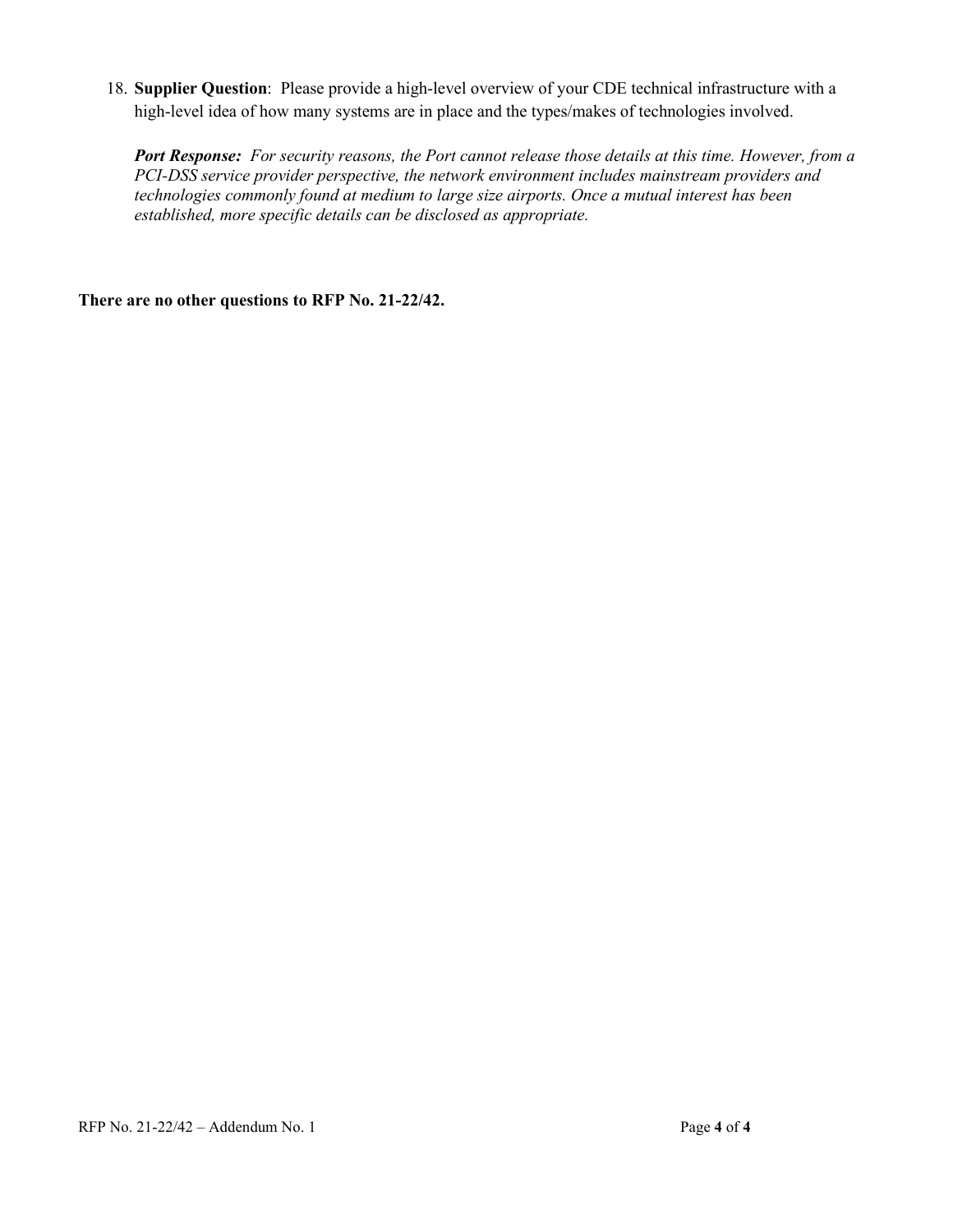18. **Supplier Question**: Please provide a high-level overview of your CDE technical infrastructure with a high-level idea of how many systems are in place and the types/makes of technologies involved.

    ***Port Response:*** *For security reasons, the Port cannot release those details at this time. However, from a PCI-DSS service provider perspective, the network environment includes mainstream providers and technologies commonly found at medium to large size airports. Once a mutual interest has been established, more specific details can be disclosed as appropriate.*

**There are no other questions to RFP No. 21-22/42.**